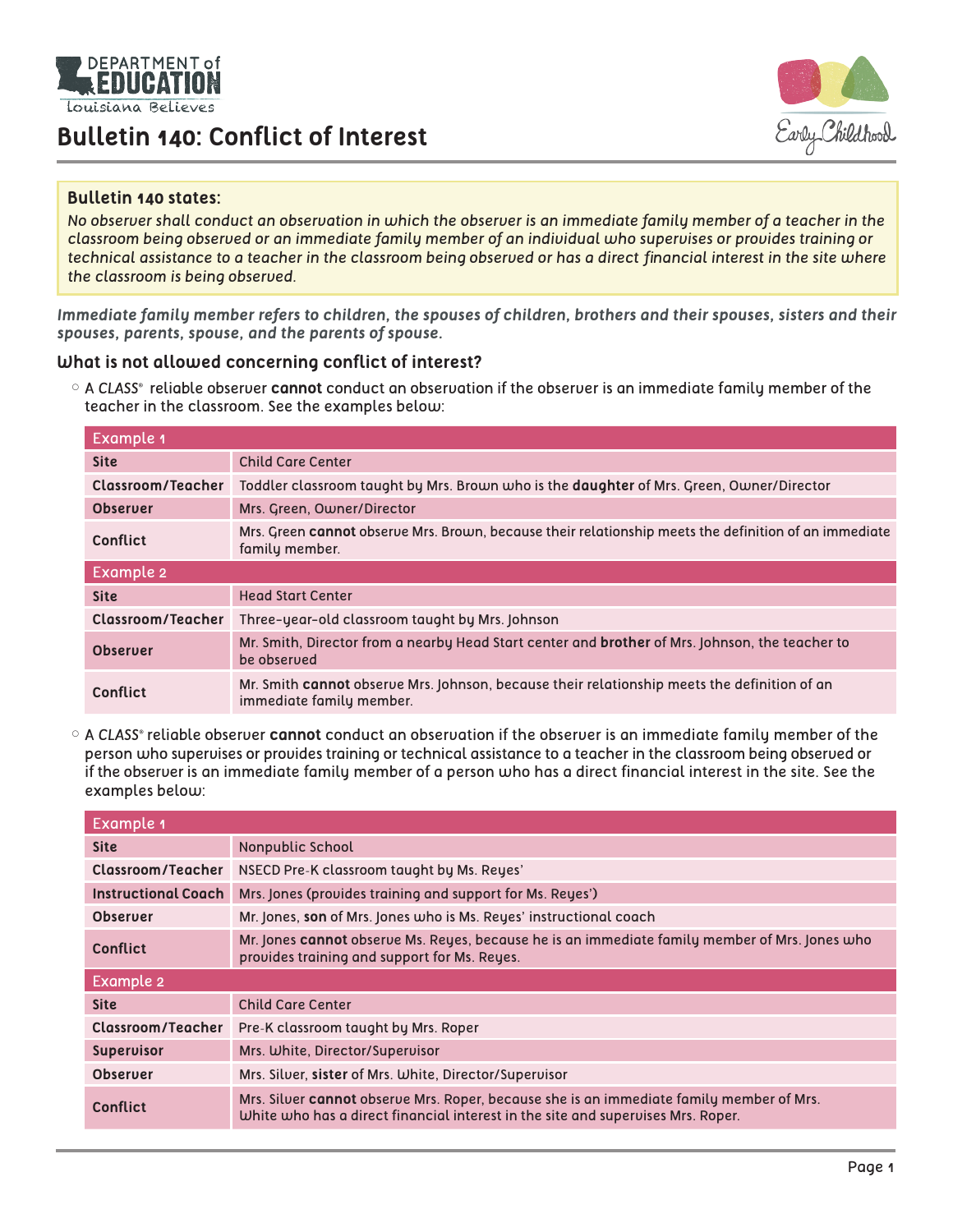# Bulletin 140: Conflict of Interest

**Bulletin 140 states:**

*No observer shall conduct an observation in which the observer is an immediate family member of a teacher in the classroom being observed or an immediate family member of an individual who supervises or provides training or technical assistance to a teacher in the classroom being observed or has a direct financial interest in the site where the classroom is being observed.*

***Immediate family member refers to children, the spouses of children, brothers and their spouses, sisters and their spouses, parents, spouse, and the parents of spouse.***

## What is not allowed concerning conflict of interest?

- A *CLASS*® reliable observer **cannot** conduct an observation if the observer is an immediate family member of the teacher in the classroom. See the examples below:

| Example 1 | |
|---|---|
| **Site** | Child Care Center |
| **Classroom/Teacher** | Toddler classroom taught by Mrs. Brown who is the **daughter** of Mrs. Green, Owner/Director |
| **Observer** | Mrs. Green, Owner/Director |
| **Conflict** | Mrs. Green **cannot** observe Mrs. Brown, because their relationship meets the definition of an immediate family member. |
| **Example 2** | |
| **Site** | Head Start Center |
| **Classroom/Teacher** | Three-year-old classroom taught by Mrs. Johnson |
| **Observer** | Mr. Smith, Director from a nearby Head Start center and **brother** of Mrs. Johnson, the teacher to be observed |
| **Conflict** | Mr. Smith **cannot** observe Mrs. Johnson, because their relationship meets the definition of an immediate family member. |

- A *CLASS*® reliable observer **cannot** conduct an observation if the observer is an immediate family member of the person who supervises or provides training or technical assistance to a teacher in the classroom being observed or if the observer is an immediate family member of a person who has a direct financial interest in the site. See the examples below:

| Example 1 | |
|---|---|
| **Site** | Nonpublic School |
| **Classroom/Teacher** | NSECD Pre-K classroom taught by Ms. Reyes' |
| **Instructional Coach** | Mrs. Jones (provides training and support for Ms. Reyes') |
| **Observer** | Mr. Jones, **son** of Mrs. Jones who is Ms. Reyes' instructional coach |
| **Conflict** | Mr. Jones **cannot** observe Ms. Reyes, because he is an immediate family member of Mrs. Jones who provides training and support for Ms. Reyes. |
| **Example 2** | |
| **Site** | Child Care Center |
| **Classroom/Teacher** | Pre-K classroom taught by Mrs. Roper |
| **Supervisor** | Mrs. White, Director/Supervisor |
| **Observer** | Mrs. Silver, **sister** of Mrs. White, Director/Supervisor |
| **Conflict** | Mrs. Silver **cannot** observe Mrs. Roper, because she is an immediate family member of Mrs. White who has a direct financial interest in the site and supervises Mrs. Roper. |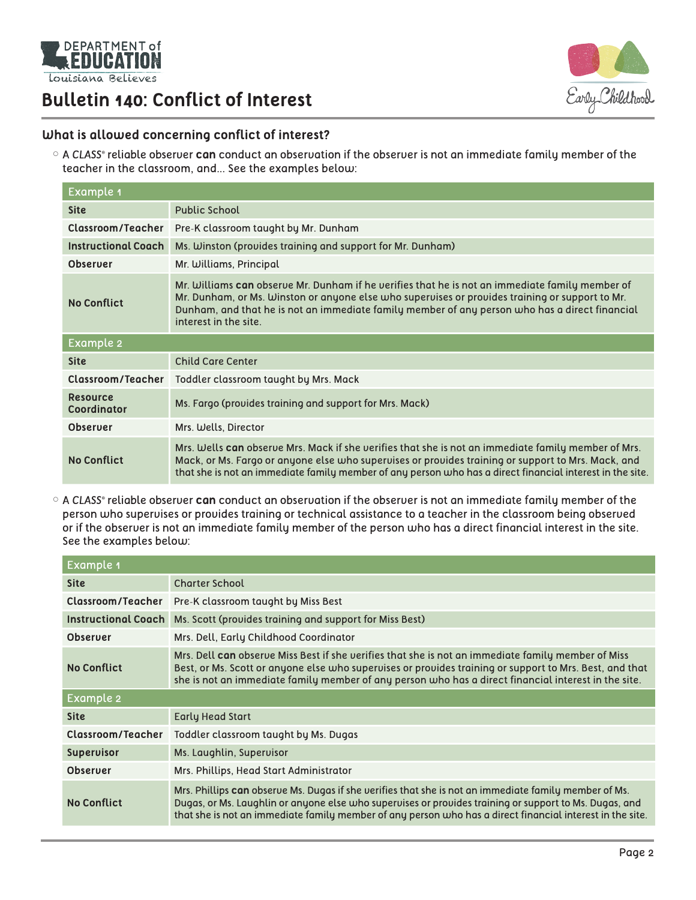# Bulletin 140: Conflict of Interest

## What is allowed concerning conflict of interest?

- A *CLASS*® reliable observer **can** conduct an observation if the observer is not an immediate family member of the teacher in the classroom, and... See the examples below:

| Example 1 | |
|---|---|
| **Site** | Public School |
| **Classroom/Teacher** | Pre-K classroom taught by Mr. Dunham |
| **Instructional Coach** | Ms. Winston (provides training and support for Mr. Dunham) |
| **Observer** | Mr. Williams, Principal |
| **No Conflict** | Mr. Williams **can** observe Mr. Dunham if he verifies that he is not an immediate family member of Mr. Dunham, or Ms. Winston or anyone else who supervises or provides training or support to Mr. Dunham, and that he is not an immediate family member of any person who has a direct financial interest in the site. |

| Example 2 | |
|---|---|
| **Site** | Child Care Center |
| **Classroom/Teacher** | Toddler classroom taught by Mrs. Mack |
| **Resource Coordinator** | Ms. Fargo (provides training and support for Mrs. Mack) |
| **Observer** | Mrs. Wells, Director |
| **No Conflict** | Mrs. Wells **can** observe Mrs. Mack if she verifies that she is not an immediate family member of Mrs. Mack, or Ms. Fargo or anyone else who supervises or provides training or support to Mrs. Mack, and that she is not an immediate family member of any person who has a direct financial interest in the site. |

- A *CLASS*® reliable observer **can** conduct an observation if the observer is not an immediate family member of the person who supervises or provides training or technical assistance to a teacher in the classroom being observed or if the observer is not an immediate family member of the person who has a direct financial interest in the site. See the examples below:

| Example 1 | |
|---|---|
| **Site** | Charter School |
| **Classroom/Teacher** | Pre-K classroom taught by Miss Best |
| **Instructional Coach** | Ms. Scott (provides training and support for Miss Best) |
| **Observer** | Mrs. Dell, Early Childhood Coordinator |
| **No Conflict** | Mrs. Dell **can** observe Miss Best if she verifies that she is not an immediate family member of Miss Best, or Ms. Scott or anyone else who supervises or provides training or support to Mrs. Best, and that she is not an immediate family member of any person who has a direct financial interest in the site. |

| Example 2 | |
|---|---|
| **Site** | Early Head Start |
| **Classroom/Teacher** | Toddler classroom taught by Ms. Dugas |
| **Supervisor** | Ms. Laughlin, Supervisor |
| **Observer** | Mrs. Phillips, Head Start Administrator |
| **No Conflict** | Mrs. Phillips **can** observe Ms. Dugas if she verifies that she is not an immediate family member of Ms. Dugas, or Ms. Laughlin or anyone else who supervises or provides training or support to Ms. Dugas, and that she is not an immediate family member of any person who has a direct financial interest in the site. |